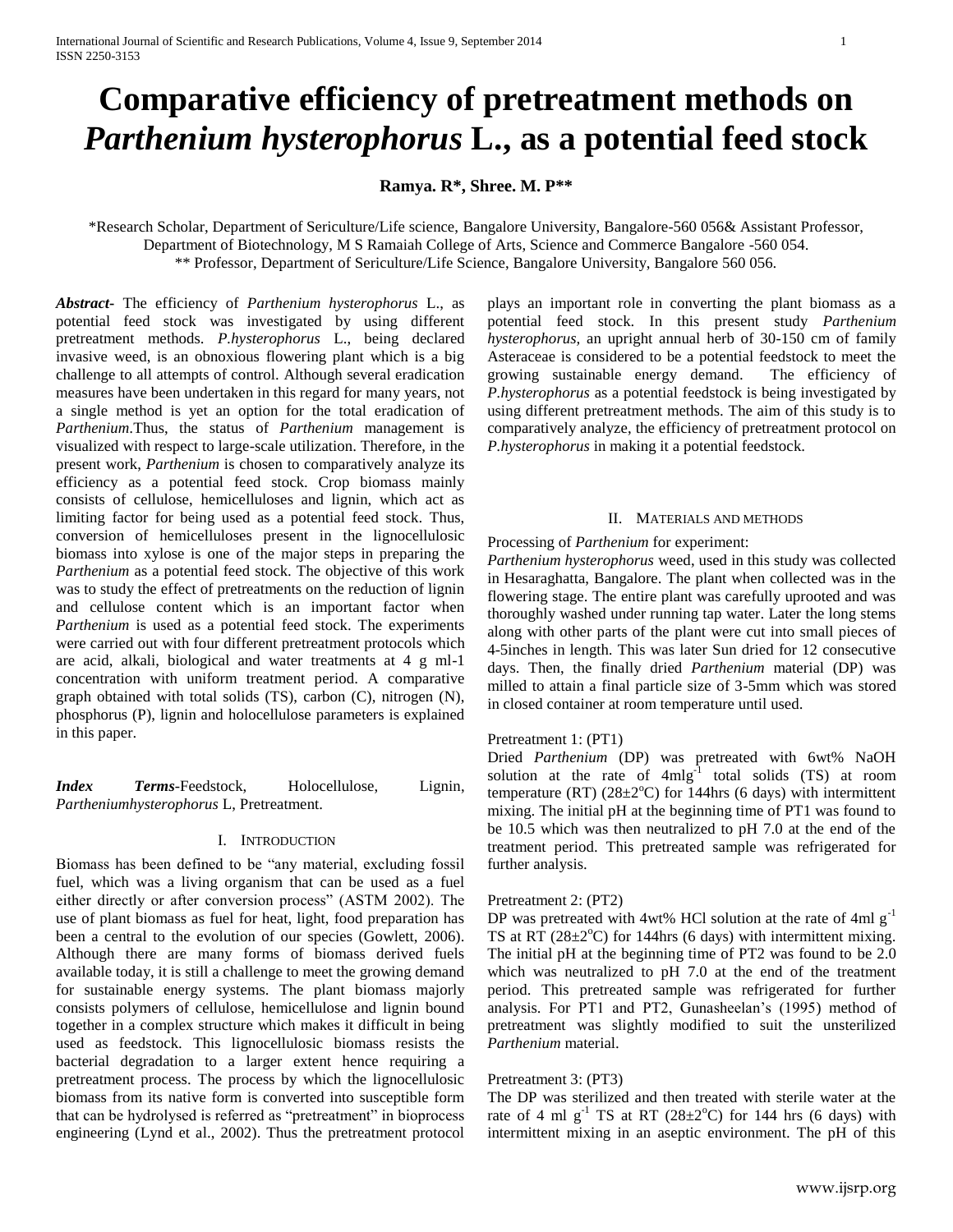# Comparative efficiency of pretreatment methods on *Parthenium hysterophorus* L., as a potential feed stock

**Ramya. R*, Shree. M. P****

*Research Scholar, Department of Sericulture/Life science, Bangalore University, Bangalore-560 056& Assistant Professor, Department of Biotechnology, M S Ramaiah College of Arts, Science and Commerce Bangalore -560 054.
** Professor, Department of Sericulture/Life Science, Bangalore University, Bangalore 560 056.

***Abstract***- The efficiency of *Parthenium hysterophorus* L., as potential feed stock was investigated by using different pretreatment methods. *P.hysterophorus* L., being declared invasive weed, is an obnoxious flowering plant which is a big challenge to all attempts of control. Although several eradication measures have been undertaken in this regard for many years, not a single method is yet an option for the total eradication of *Parthenium*.Thus, the status of *Parthenium* management is visualized with respect to large-scale utilization. Therefore, in the present work, *Parthenium* is chosen to comparatively analyze its efficiency as a potential feed stock. Crop biomass mainly consists of cellulose, hemicelluloses and lignin, which act as limiting factor for being used as a potential feed stock. Thus, conversion of hemicelluloses present in the lignocellulosic biomass into xylose is one of the major steps in preparing the *Parthenium* as a potential feed stock. The objective of this work was to study the effect of pretreatments on the reduction of lignin and cellulose content which is an important factor when *Parthenium* is used as a potential feed stock. The experiments were carried out with four different pretreatment protocols which are acid, alkali, biological and water treatments at 4 g ml-1 concentration with uniform treatment period. A comparative graph obtained with total solids (TS), carbon (C), nitrogen (N), phosphorus (P), lignin and holocellulose parameters is explained in this paper.

***Index Terms***-Feedstock, Holocellulose, Lignin, *Partheniumhysterophorus* L, Pretreatment.

## I. Introduction

Biomass has been defined to be "any material, excluding fossil fuel, which was a living organism that can be used as a fuel either directly or after conversion process" (ASTM 2002). The use of plant biomass as fuel for heat, light, food preparation has been a central to the evolution of our species (Gowlett, 2006). Although there are many forms of biomass derived fuels available today, it is still a challenge to meet the growing demand for sustainable energy systems. The plant biomass majorly consists polymers of cellulose, hemicellulose and lignin bound together in a complex structure which makes it difficult in being used as feedstock. This lignocellulosic biomass resists the bacterial degradation to a larger extent hence requiring a pretreatment process. The process by which the lignocellulosic biomass from its native form is converted into susceptible form that can be hydrolysed is referred as "pretreatment" in bioprocess engineering (Lynd et al., 2002). Thus the pretreatment protocol plays an important role in converting the plant biomass as a potential feed stock. In this present study *Parthenium hysterophorus*, an upright annual herb of 30-150 cm of family Asteraceae is considered to be a potential feedstock to meet the growing sustainable energy demand. The efficiency of *P.hysterophorus* as a potential feedstock is being investigated by using different pretreatment methods. The aim of this study is to comparatively analyze, the efficiency of pretreatment protocol on *P.hysterophorus* in making it a potential feedstock.

## II. Materials and methods

Processing of *Parthenium* for experiment:

*Parthenium hysterophorus* weed, used in this study was collected in Hesaraghatta, Bangalore. The plant when collected was in the flowering stage. The entire plant was carefully uprooted and was thoroughly washed under running tap water. Later the long stems along with other parts of the plant were cut into small pieces of 4-5inches in length. This was later Sun dried for 12 consecutive days. Then, the finally dried *Parthenium* material (DP) was milled to attain a final particle size of 3-5mm which was stored in closed container at room temperature until used.

Pretreatment 1: (PT1)

Dried *Parthenium* (DP) was pretreated with 6wt% NaOH solution at the rate of 4ml$g^{-1}$ total solids (TS) at room temperature (RT) (28±2$^{o}$C) for 144hrs (6 days) with intermittent mixing. The initial pH at the beginning time of PT1 was found to be 10.5 which was then neutralized to pH 7.0 at the end of the treatment period. This pretreated sample was refrigerated for further analysis.

Pretreatment 2: (PT2)

DP was pretreated with 4wt% HCl solution at the rate of 4ml $g^{-1}$ TS at RT (28±2$^{o}$C) for 144hrs (6 days) with intermittent mixing. The initial pH at the beginning time of PT2 was found to be 2.0 which was neutralized to pH 7.0 at the end of the treatment period. This pretreated sample was refrigerated for further analysis. For PT1 and PT2, Gunasheelan's (1995) method of pretreatment was slightly modified to suit the unsterilized *Parthenium* material.

Pretreatment 3: (PT3)

The DP was sterilized and then treated with sterile water at the rate of 4 ml $g^{-1}$ TS at RT (28±2$^{o}$C) for 144 hrs (6 days) with intermittent mixing in an aseptic environment. The pH of this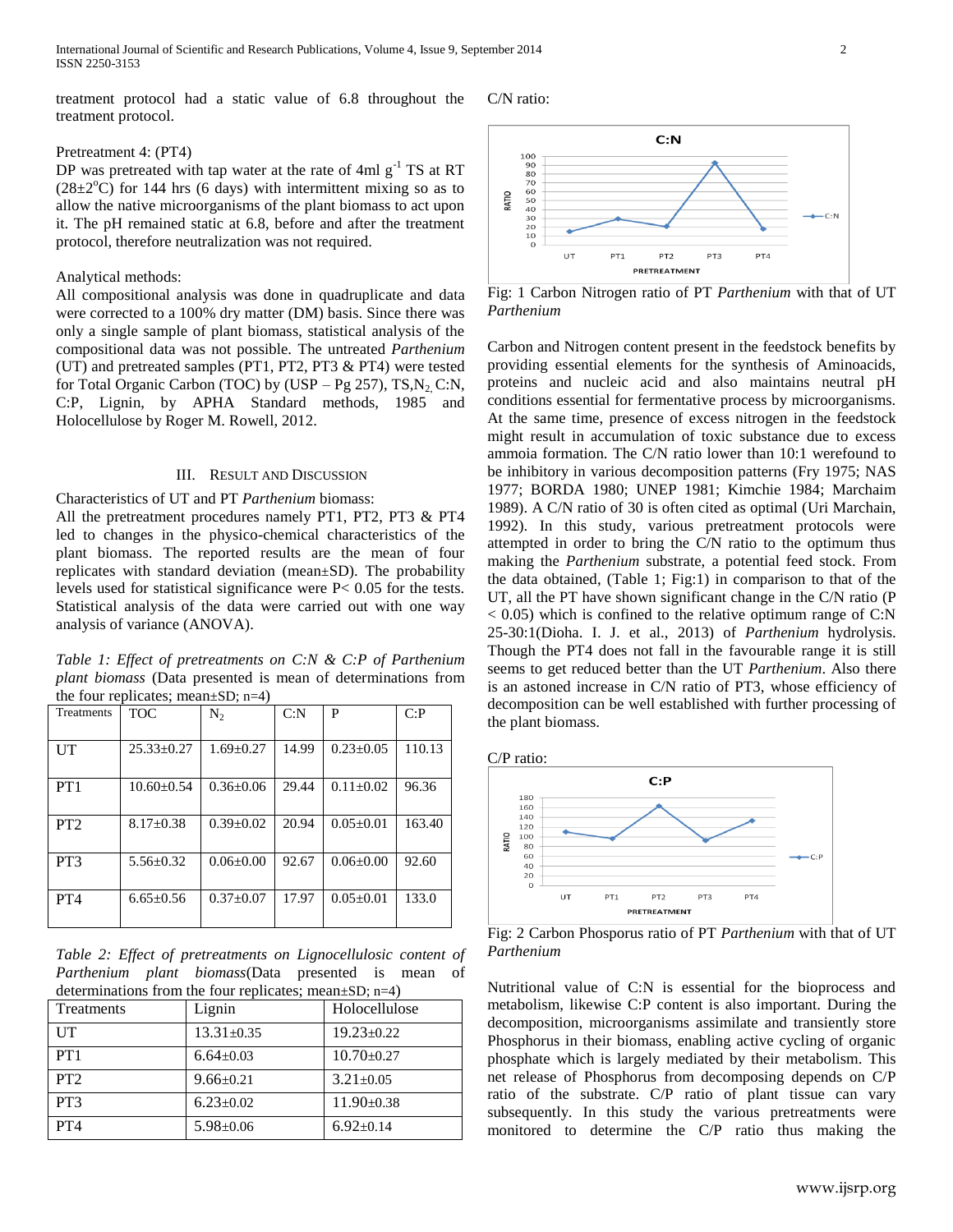treatment protocol had a static value of 6.8 throughout the treatment protocol.

Pretreatment 4: (PT4)

DP was pretreated with tap water at the rate of 4ml $g^{-1}$ TS at RT ($28\pm2^{o}C$) for 144 hrs (6 days) with intermittent mixing so as to allow the native microorganisms of the plant biomass to act upon it. The pH remained static at 6.8, before and after the treatment protocol, therefore neutralization was not required.

Analytical methods:

All compositional analysis was done in quadruplicate and data were corrected to a 100% dry matter (DM) basis. Since there was only a single sample of plant biomass, statistical analysis of the compositional data was not possible. The untreated *Parthenium* (UT) and pretreated samples (PT1, PT2, PT3 & PT4) were tested for Total Organic Carbon (TOC) by (USP – Pg 257), TS, $N_2$, C:N, C:P, Lignin, by APHA Standard methods, 1985 and Holocellulose by Roger M. Rowell, 2012.

## III. Result and Discussion

Characteristics of UT and PT *Parthenium* biomass:

All the pretreatment procedures namely PT1, PT2, PT3 & PT4 led to changes in the physico-chemical characteristics of the plant biomass. The reported results are the mean of four replicates with standard deviation (mean±SD). The probability levels used for statistical significance were $P < 0.05$ for the tests. Statistical analysis of the data were carried out with one way analysis of variance (ANOVA).

*Table 1: Effect of pretreatments on C:N & C:P of Parthenium plant biomass* (Data presented is mean of determinations from the four replicates; mean±SD; n=4)

| Treatments | TOC | $N_2$ | C:N | P | C:P |
|---|---|---|---|---|---|
| UT | 25.33±0.27 | 1.69±0.27 | 14.99 | 0.23±0.05 | 110.13 |
| PT1 | 10.60±0.54 | 0.36±0.06 | 29.44 | 0.11±0.02 | 96.36 |
| PT2 | 8.17±0.38 | 0.39±0.02 | 20.94 | 0.05±0.01 | 163.40 |
| PT3 | 5.56±0.32 | 0.06±0.00 | 92.67 | 0.06±0.00 | 92.60 |
| PT4 | 6.65±0.56 | 0.37±0.07 | 17.97 | 0.05±0.01 | 133.0 |

*Table 2: Effect of pretreatments on Lignocellulosic content of Parthenium plant biomass*(Data presented is mean of determinations from the four replicates; mean±SD; n=4)

| Treatments | Lignin | Holocellulose |
|---|---|---|
| UT | 13.31±0.35 | 19.23±0.22 |
| PT1 | 6.64±0.03 | 10.70±0.27 |
| PT2 | 9.66±0.21 | 3.21±0.05 |
| PT3 | 6.23±0.02 | 11.90±0.38 |
| PT4 | 5.98±0.06 | 6.92±0.14 |

C/N ratio:

Fig: 1 Carbon Nitrogen ratio of PT *Parthenium* with that of UT *Parthenium*

Carbon and Nitrogen content present in the feedstock benefits by providing essential elements for the synthesis of Aminoacids, proteins and nucleic acid and also maintains neutral pH conditions essential for fermentative process by microorganisms. At the same time, presence of excess nitrogen in the feedstock might result in accumulation of toxic substance due to excess ammoia formation. The C/N ratio lower than 10:1 werefound to be inhibitory in various decomposition patterns (Fry 1975; NAS 1977; BORDA 1980; UNEP 1981; Kimchie 1984; Marchaim 1989). A C/N ratio of 30 is often cited as optimal (Uri Marchain, 1992). In this study, various pretreatment protocols were attempted in order to bring the C/N ratio to the optimum thus making the *Parthenium* substrate, a potential feed stock. From the data obtained, (Table 1; Fig:1) in comparison to that of the UT, all the PT have shown significant change in the C/N ratio ($P < 0.05$) which is confined to the relative optimum range of C:N 25-30:1(Dioha. I. J. et al., 2013) of *Parthenium* hydrolysis. Though the PT4 does not fall in the favourable range it is still seems to get reduced better than the UT *Parthenium*. Also there is an astoned increase in C/N ratio of PT3, whose efficiency of decomposition can be well established with further processing of the plant biomass.

C/P ratio:

Fig: 2 Carbon Phosporus ratio of PT *Parthenium* with that of UT *Parthenium*

Nutritional value of C:N is essential for the bioprocess and metabolism, likewise C:P content is also important. During the decomposition, microorganisms assimilate and transiently store Phosphorus in their biomass, enabling active cycling of organic phosphate which is largely mediated by their metabolism. This net release of Phosphorus from decomposing depends on C/P ratio of the substrate. C/P ratio of plant tissue can vary subsequently. In this study the various pretreatments were monitored to determine the C/P ratio thus making the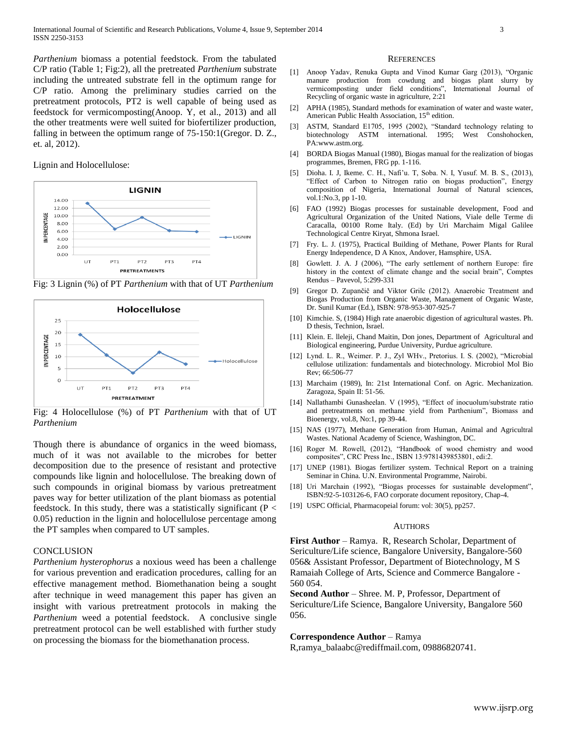*Parthenium* biomass a potential feedstock. From the tabulated C/P ratio (Table 1; Fig:2), all the pretreated *Parthenium* substrate including the untreated substrate fell in the optimum range for C/P ratio. Among the preliminary studies carried on the pretreatment protocols, PT2 is well capable of being used as feedstock for vermicomposting(Anoop. Y, et al., 2013) and all the other treatments were well suited for biofertilizer production, falling in between the optimum range of 75-150:1(Gregor. D. Z., et. al, 2012).

Lignin and Holocellulose:

LIGNIN

IN PERCENTAGE

14.00
12.00
10.00
8.00
6.00
4.00
2.00
0.00

UT PT1 PT2 PT3 PT4

PRETREATMENTS

LIGNIN

Fig: 3 Lignin (%) of PT *Parthenium* with that of UT *Parthenium*

Holocellulose

IN PERCENTAGE

25
20
15
10
5
0

UT PT1 PT2 PT3 PT4

PRETREATMENT

Holocellulose

Fig: 4 Holocellulose (%) of PT *Parthenium* with that of UT *Parthenium*

Though there is abundance of organics in the weed biomass, much of it was not available to the microbes for better decomposition due to the presence of resistant and protective compounds like lignin and holocellulose. The breaking down of such compounds in original biomass by various pretreatment paves way for better utilization of the plant biomass as potential feedstock. In this study, there was a statistically significant ($P < 0.05$) reduction in the lignin and holocellulose percentage among the PT samples when compared to UT samples.

## CONCLUSION

*Parthenium hysterophorus* a noxious weed has been a challenge for various prevention and eradication procedures, calling for an effective management method. Biomethanation being a sought after technique in weed management this paper has given an insight with various pretreatment protocols in making the *Parthenium* weed a potential feedstock. A conclusive single pretreatment protocol can be well established with further study on processing the biomass for the biomethanation process.

## REFERENCES

[1] Anoop Yadav, Renuka Gupta and Vinod Kumar Garg (2013), "Organic manure production from cowdung and biogas plant slurry by vermicomposting under field conditions", International Journal of Recycling of organic waste in agriculture, 2:21

[2] APHA (1985), Standard methods for examination of water and waste water, American Public Health Association, 15th edition.

[3] ASTM, Standard E1705, 1995 (2002), "Standard technology relating to biotechnology ASTM international. 1995; West Conshohocken, PA:www.astm.org.

[4] BORDA Biogas Manual (1980), Biogas manual for the realization of biogas programmes, Bremen, FRG pp. 1-116.

[5] Dioha. I. J, Ikeme. C. H., Nafi'u. T, Soba. N. I, Yusuf. M. B. S., (2013), "Effect of Carbon to Nitrogen ratio on biogas production", Energy composition of Nigeria, International Journal of Natural sciences, vol.1:No.3, pp 1-10.

[6] FAO (1992) Biogas processes for sustainable development, Food and Agricultural Organization of the United Nations, Viale delle Terme di Caracalla, 00100 Rome Italy. (Ed) by Uri Marchaim Migal Galilee Technological Centre Kiryat, Shmona Israel.

[7] Fry. L. J. (1975), Practical Building of Methane, Power Plants for Rural Energy Independence, D A Knox, Andover, Hamsphire, USA.

[8] Gowlett. J. A. J (2006), "The early settlement of northern Europe: fire history in the context of climate change and the social brain", Comptes Rendus – Pavevol, 5:299-331

[9] Gregor D. Zupančič and Viktor Grilc (2012). Anaerobic Treatment and Biogas Production from Organic Waste, Management of Organic Waste, Dr. Sunil Kumar (Ed.), ISBN: 978-953-307-925-7

[10] Kimchie. S, (1984) High rate anaerobic digestion of agricultural wastes. Ph. D thesis, Technion, Israel.

[11] Klein. E. lleleji, Chand Maitin, Don jones, Department of Agricultural and Biological engineering, Purdue University, Purdue agriculture.

[12] Lynd. L. R., Weimer. P. J., Zyl WHv., Pretorius. I. S. (2002), "Microbial cellulose utilization: fundamentals and biotechnology. Microbiol Mol Bio Rev; 66:506-77

[13] Marchaim (1989), In: 21st International Conf. on Agric. Mechanization. Zaragoza, Spain II: 51-56.

[14] Nallathambi Gunasheelan. V (1995), "Effect of inocuolum/substrate ratio and pretreatments on methane yield from Parthenium", Biomass and Bioenergy, vol.8, No:1, pp 39-44.

[15] NAS (1977), Methane Generation from Human, Animal and Agricultral Wastes. National Academy of Science, Washington, DC.

[16] Roger M. Rowell, (2012), "Handbook of wood chemistry and wood composites", CRC Press Inc., ISBN 13:9781439853801, edi:2.

[17] UNEP (1981). Biogas fertilizer system. Technical Report on a training Seminar in China. U.N. Environmental Programme, Nairobi.

[18] Uri Marchaim (1992), "Biogas processes for sustainable development", ISBN:92-5-103126-6, FAO corporate document repository, Chap-4.

[19] USPC Official, Pharmacopeial forum: vol: 30(5), pp257.

## AUTHORS

**First Author** – Ramya. R, Research Scholar, Department of Sericulture/Life science, Bangalore University, Bangalore-560 056& Assistant Professor, Department of Biotechnology, M S Ramaiah College of Arts, Science and Commerce Bangalore - 560 054.

**Second Author** – Shree. M. P, Professor, Department of Sericulture/Life Science, Bangalore University, Bangalore 560 056.

**Correspondence Author** – Ramya R,ramya_balaabc@rediffmail.com, 09886820741.